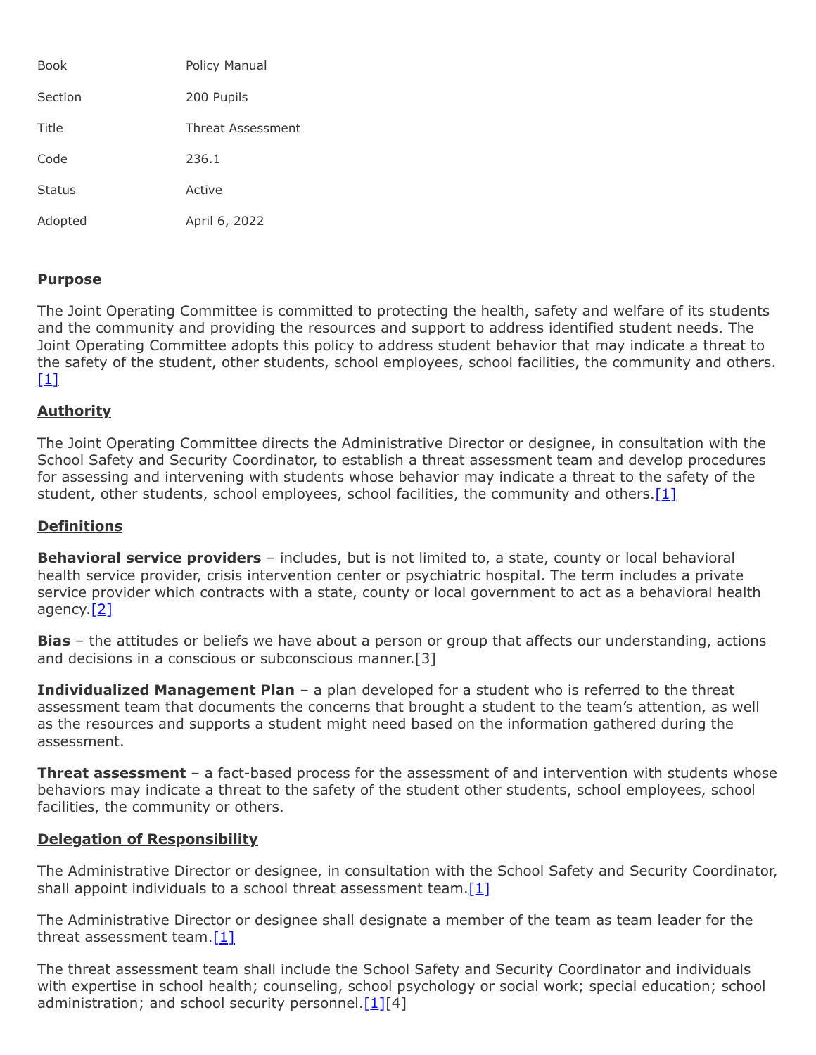| Book | Policy Manual |
|---|---|
| Section | 200 Pupils |
| Title | Threat Assessment |
| Code | 236.1 |
| Status | Active |
| Adopted | April 6, 2022 |

## Purpose

The Joint Operating Committee is committed to protecting the health, safety and welfare of its students and the community and providing the resources and support to address identified student needs. The Joint Operating Committee adopts this policy to address student behavior that may indicate a threat to the safety of the student, other students, school employees, school facilities, the community and others.[1]

## Authority

The Joint Operating Committee directs the Administrative Director or designee, in consultation with the School Safety and Security Coordinator, to establish a threat assessment team and develop procedures for assessing and intervening with students whose behavior may indicate a threat to the safety of the student, other students, school employees, school facilities, the community and others.[1]

## Definitions

**Behavioral service providers** – includes, but is not limited to, a state, county or local behavioral health service provider, crisis intervention center or psychiatric hospital. The term includes a private service provider which contracts with a state, county or local government to act as a behavioral health agency.[2]

**Bias** – the attitudes or beliefs we have about a person or group that affects our understanding, actions and decisions in a conscious or subconscious manner.[3]

**Individualized Management Plan** – a plan developed for a student who is referred to the threat assessment team that documents the concerns that brought a student to the team's attention, as well as the resources and supports a student might need based on the information gathered during the assessment.

**Threat assessment** – a fact-based process for the assessment of and intervention with students whose behaviors may indicate a threat to the safety of the student other students, school employees, school facilities, the community or others.

## Delegation of Responsibility

The Administrative Director or designee, in consultation with the School Safety and Security Coordinator, shall appoint individuals to a school threat assessment team.[1]

The Administrative Director or designee shall designate a member of the team as team leader for the threat assessment team.[1]

The threat assessment team shall include the School Safety and Security Coordinator and individuals with expertise in school health; counseling, school psychology or social work; special education; school administration; and school security personnel.[1][4]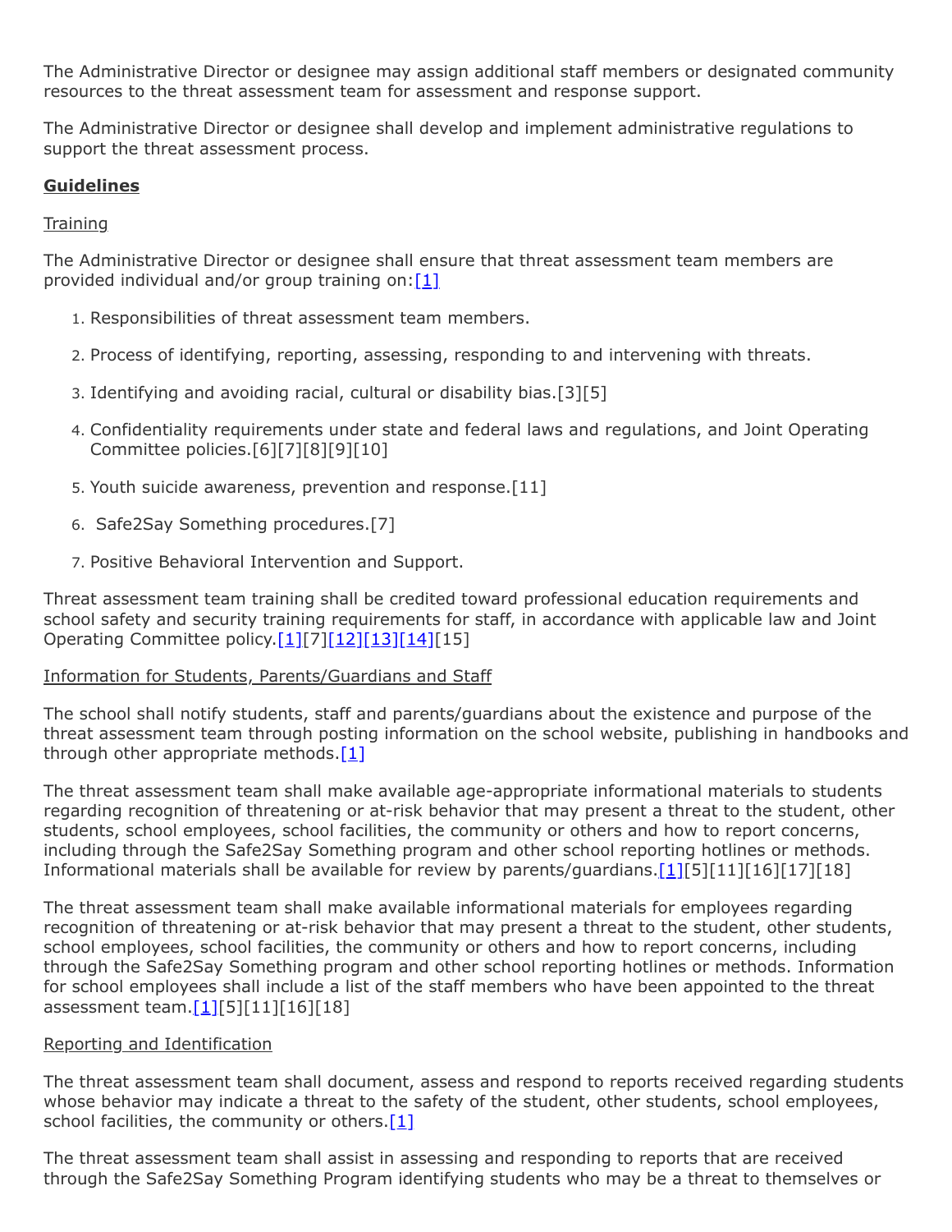The Administrative Director or designee may assign additional staff members or designated community resources to the threat assessment team for assessment and response support.

The Administrative Director or designee shall develop and implement administrative regulations to support the threat assessment process.

## Guidelines

### Training

The Administrative Director or designee shall ensure that threat assessment team members are provided individual and/or group training on:[1]

1. Responsibilities of threat assessment team members.
2. Process of identifying, reporting, assessing, responding to and intervening with threats.
3. Identifying and avoiding racial, cultural or disability bias.[3][5]
4. Confidentiality requirements under state and federal laws and regulations, and Joint Operating Committee policies.[6][7][8][9][10]
5. Youth suicide awareness, prevention and response.[11]
6. Safe2Say Something procedures.[7]
7. Positive Behavioral Intervention and Support.

Threat assessment team training shall be credited toward professional education requirements and school safety and security training requirements for staff, in accordance with applicable law and Joint Operating Committee policy.[1][7][12][13][14][15]

### Information for Students, Parents/Guardians and Staff

The school shall notify students, staff and parents/guardians about the existence and purpose of the threat assessment team through posting information on the school website, publishing in handbooks and through other appropriate methods.[1]

The threat assessment team shall make available age-appropriate informational materials to students regarding recognition of threatening or at-risk behavior that may present a threat to the student, other students, school employees, school facilities, the community or others and how to report concerns, including through the Safe2Say Something program and other school reporting hotlines or methods. Informational materials shall be available for review by parents/guardians.[1][5][11][16][17][18]

The threat assessment team shall make available informational materials for employees regarding recognition of threatening or at-risk behavior that may present a threat to the student, other students, school employees, school facilities, the community or others and how to report concerns, including through the Safe2Say Something program and other school reporting hotlines or methods. Information for school employees shall include a list of the staff members who have been appointed to the threat assessment team.[1][5][11][16][18]

### Reporting and Identification

The threat assessment team shall document, assess and respond to reports received regarding students whose behavior may indicate a threat to the safety of the student, other students, school employees, school facilities, the community or others.[1]

The threat assessment team shall assist in assessing and responding to reports that are received through the Safe2Say Something Program identifying students who may be a threat to themselves or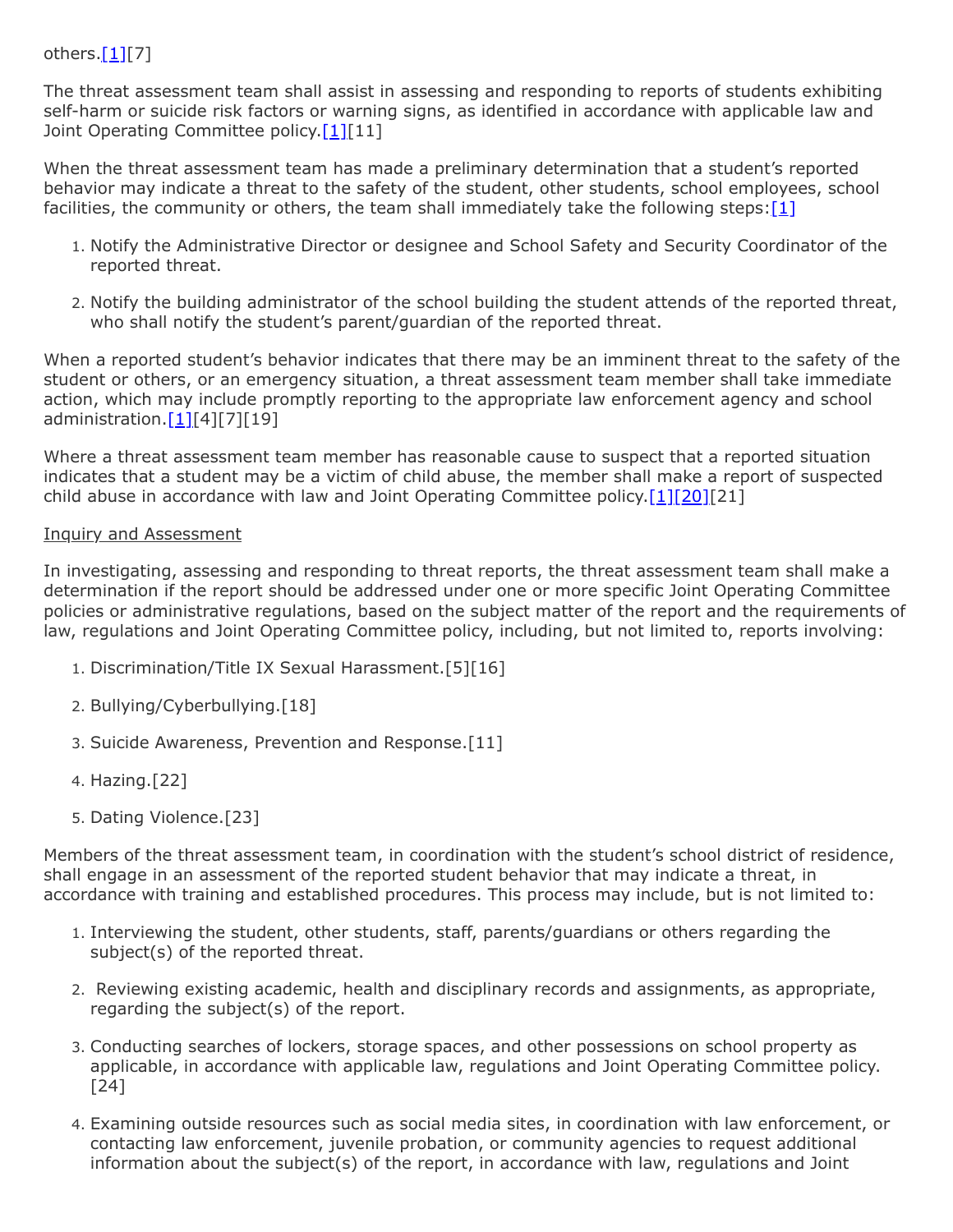others.[1][7]

The threat assessment team shall assist in assessing and responding to reports of students exhibiting self-harm or suicide risk factors or warning signs, as identified in accordance with applicable law and Joint Operating Committee policy.[1][11]

When the threat assessment team has made a preliminary determination that a student's reported behavior may indicate a threat to the safety of the student, other students, school employees, school facilities, the community or others, the team shall immediately take the following steps:[1]

1. Notify the Administrative Director or designee and School Safety and Security Coordinator of the reported threat.
2. Notify the building administrator of the school building the student attends of the reported threat, who shall notify the student's parent/guardian of the reported threat.

When a reported student's behavior indicates that there may be an imminent threat to the safety of the student or others, or an emergency situation, a threat assessment team member shall take immediate action, which may include promptly reporting to the appropriate law enforcement agency and school administration.[1][4][7][19]

Where a threat assessment team member has reasonable cause to suspect that a reported situation indicates that a student may be a victim of child abuse, the member shall make a report of suspected child abuse in accordance with law and Joint Operating Committee policy.[1][20][21]

Inquiry and Assessment

In investigating, assessing and responding to threat reports, the threat assessment team shall make a determination if the report should be addressed under one or more specific Joint Operating Committee policies or administrative regulations, based on the subject matter of the report and the requirements of law, regulations and Joint Operating Committee policy, including, but not limited to, reports involving:

1. Discrimination/Title IX Sexual Harassment.[5][16]
2. Bullying/Cyberbullying.[18]
3. Suicide Awareness, Prevention and Response.[11]
4. Hazing.[22]
5. Dating Violence.[23]

Members of the threat assessment team, in coordination with the student's school district of residence, shall engage in an assessment of the reported student behavior that may indicate a threat, in accordance with training and established procedures. This process may include, but is not limited to:

1. Interviewing the student, other students, staff, parents/guardians or others regarding the subject(s) of the reported threat.
2. Reviewing existing academic, health and disciplinary records and assignments, as appropriate, regarding the subject(s) of the report.
3. Conducting searches of lockers, storage spaces, and other possessions on school property as applicable, in accordance with applicable law, regulations and Joint Operating Committee policy.[24]
4. Examining outside resources such as social media sites, in coordination with law enforcement, or contacting law enforcement, juvenile probation, or community agencies to request additional information about the subject(s) of the report, in accordance with law, regulations and Joint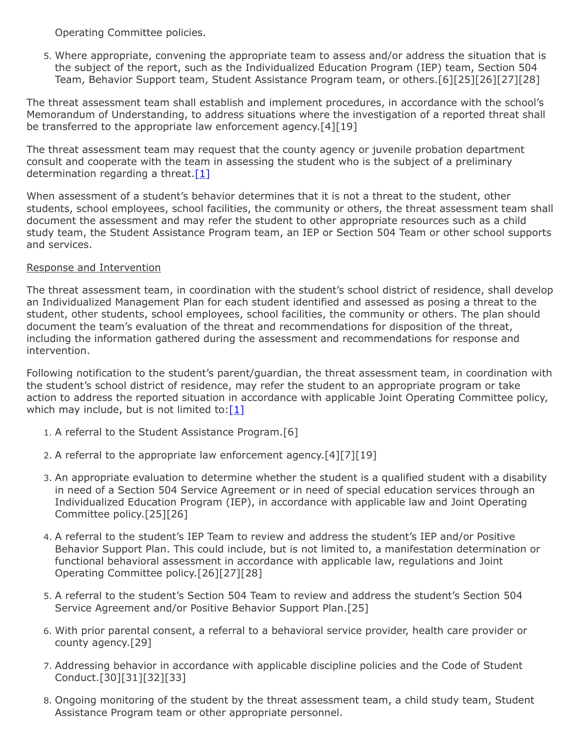Operating Committee policies.

5. Where appropriate, convening the appropriate team to assess and/or address the situation that is the subject of the report, such as the Individualized Education Program (IEP) team, Section 504 Team, Behavior Support team, Student Assistance Program team, or others.[6][25][26][27][28]

The threat assessment team shall establish and implement procedures, in accordance with the school's Memorandum of Understanding, to address situations where the investigation of a reported threat shall be transferred to the appropriate law enforcement agency.[4][19]

The threat assessment team may request that the county agency or juvenile probation department consult and cooperate with the team in assessing the student who is the subject of a preliminary determination regarding a threat.[1]

When assessment of a student's behavior determines that it is not a threat to the student, other students, school employees, school facilities, the community or others, the threat assessment team shall document the assessment and may refer the student to other appropriate resources such as a child study team, the Student Assistance Program team, an IEP or Section 504 Team or other school supports and services.

Response and Intervention

The threat assessment team, in coordination with the student's school district of residence, shall develop an Individualized Management Plan for each student identified and assessed as posing a threat to the student, other students, school employees, school facilities, the community or others. The plan should document the team's evaluation of the threat and recommendations for disposition of the threat, including the information gathered during the assessment and recommendations for response and intervention.

Following notification to the student's parent/guardian, the threat assessment team, in coordination with the student's school district of residence, may refer the student to an appropriate program or take action to address the reported situation in accordance with applicable Joint Operating Committee policy, which may include, but is not limited to:[1]

1. A referral to the Student Assistance Program.[6]
2. A referral to the appropriate law enforcement agency.[4][7][19]
3. An appropriate evaluation to determine whether the student is a qualified student with a disability in need of a Section 504 Service Agreement or in need of special education services through an Individualized Education Program (IEP), in accordance with applicable law and Joint Operating Committee policy.[25][26]
4. A referral to the student's IEP Team to review and address the student's IEP and/or Positive Behavior Support Plan. This could include, but is not limited to, a manifestation determination or functional behavioral assessment in accordance with applicable law, regulations and Joint Operating Committee policy.[26][27][28]
5. A referral to the student's Section 504 Team to review and address the student's Section 504 Service Agreement and/or Positive Behavior Support Plan.[25]
6. With prior parental consent, a referral to a behavioral service provider, health care provider or county agency.[29]
7. Addressing behavior in accordance with applicable discipline policies and the Code of Student Conduct.[30][31][32][33]
8. Ongoing monitoring of the student by the threat assessment team, a child study team, Student Assistance Program team or other appropriate personnel.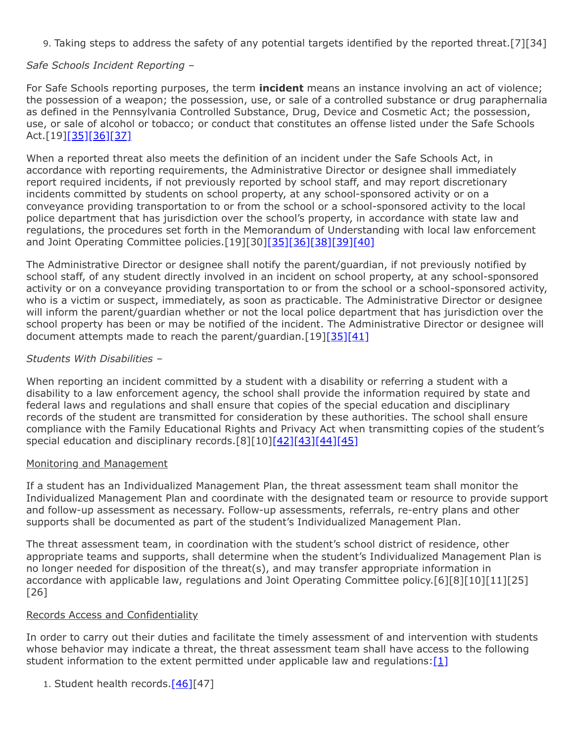9. Taking steps to address the safety of any potential targets identified by the reported threat.[7][34]

*Safe Schools Incident Reporting –*

For Safe Schools reporting purposes, the term **incident** means an instance involving an act of violence; the possession of a weapon; the possession, use, or sale of a controlled substance or drug paraphernalia as defined in the Pennsylvania Controlled Substance, Drug, Device and Cosmetic Act; the possession, use, or sale of alcohol or tobacco; or conduct that constitutes an offense listed under the Safe Schools Act.[19][35][36][37]

When a reported threat also meets the definition of an incident under the Safe Schools Act, in accordance with reporting requirements, the Administrative Director or designee shall immediately report required incidents, if not previously reported by school staff, and may report discretionary incidents committed by students on school property, at any school-sponsored activity or on a conveyance providing transportation to or from the school or a school-sponsored activity to the local police department that has jurisdiction over the school's property, in accordance with state law and regulations, the procedures set forth in the Memorandum of Understanding with local law enforcement and Joint Operating Committee policies.[19][30][35][36][38][39][40]

The Administrative Director or designee shall notify the parent/guardian, if not previously notified by school staff, of any student directly involved in an incident on school property, at any school-sponsored activity or on a conveyance providing transportation to or from the school or a school-sponsored activity, who is a victim or suspect, immediately, as soon as practicable. The Administrative Director or designee will inform the parent/guardian whether or not the local police department that has jurisdiction over the school property has been or may be notified of the incident. The Administrative Director or designee will document attempts made to reach the parent/guardian.[19][35][41]

*Students With Disabilities –*

When reporting an incident committed by a student with a disability or referring a student with a disability to a law enforcement agency, the school shall provide the information required by state and federal laws and regulations and shall ensure that copies of the special education and disciplinary records of the student are transmitted for consideration by these authorities. The school shall ensure compliance with the Family Educational Rights and Privacy Act when transmitting copies of the student's special education and disciplinary records.[8][10][42][43][44][45]

<u>Monitoring and Management</u>

If a student has an Individualized Management Plan, the threat assessment team shall monitor the Individualized Management Plan and coordinate with the designated team or resource to provide support and follow-up assessment as necessary. Follow-up assessments, referrals, re-entry plans and other supports shall be documented as part of the student's Individualized Management Plan.

The threat assessment team, in coordination with the student's school district of residence, other appropriate teams and supports, shall determine when the student's Individualized Management Plan is no longer needed for disposition of the threat(s), and may transfer appropriate information in accordance with applicable law, regulations and Joint Operating Committee policy.[6][8][10][11][25][26]

<u>Records Access and Confidentiality</u>

In order to carry out their duties and facilitate the timely assessment of and intervention with students whose behavior may indicate a threat, the threat assessment team shall have access to the following student information to the extent permitted under applicable law and regulations:[1]

1. Student health records.[46][47]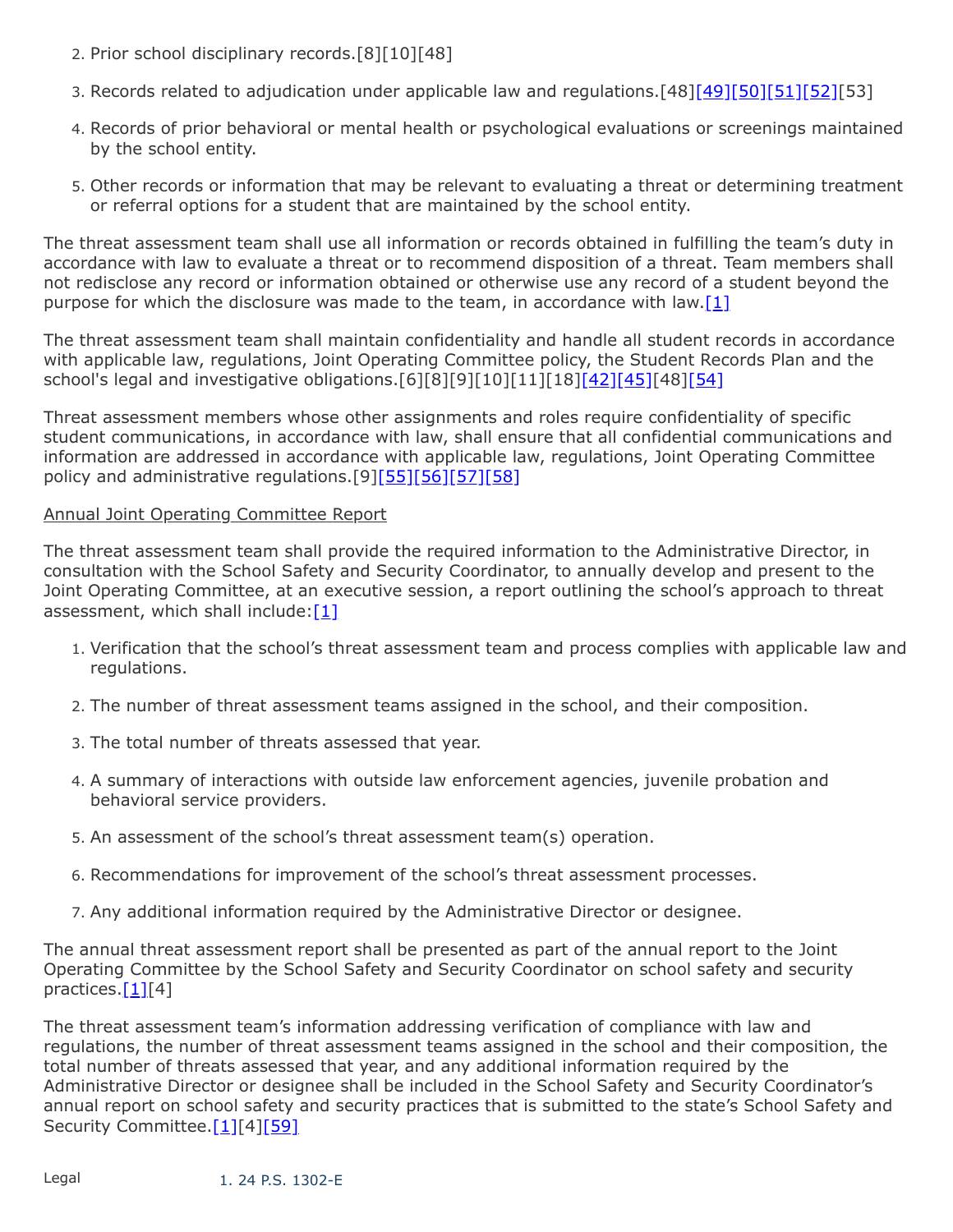2. Prior school disciplinary records.[8][10][48]

3. Records related to adjudication under applicable law and regulations.[48][49][50][51][52][53]

4. Records of prior behavioral or mental health or psychological evaluations or screenings maintained by the school entity.

5. Other records or information that may be relevant to evaluating a threat or determining treatment or referral options for a student that are maintained by the school entity.

The threat assessment team shall use all information or records obtained in fulfilling the team's duty in accordance with law to evaluate a threat or to recommend disposition of a threat. Team members shall not redisclose any record or information obtained or otherwise use any record of a student beyond the purpose for which the disclosure was made to the team, in accordance with law.[1]

The threat assessment team shall maintain confidentiality and handle all student records in accordance with applicable law, regulations, Joint Operating Committee policy, the Student Records Plan and the school's legal and investigative obligations.[6][8][9][10][11][18][42][45][48][54]

Threat assessment members whose other assignments and roles require confidentiality of specific student communications, in accordance with law, shall ensure that all confidential communications and information are addressed in accordance with applicable law, regulations, Joint Operating Committee policy and administrative regulations.[9][55][56][57][58]

Annual Joint Operating Committee Report

The threat assessment team shall provide the required information to the Administrative Director, in consultation with the School Safety and Security Coordinator, to annually develop and present to the Joint Operating Committee, at an executive session, a report outlining the school's approach to threat assessment, which shall include:[1]

1. Verification that the school's threat assessment team and process complies with applicable law and regulations.

2. The number of threat assessment teams assigned in the school, and their composition.

3. The total number of threats assessed that year.

4. A summary of interactions with outside law enforcement agencies, juvenile probation and behavioral service providers.

5. An assessment of the school's threat assessment team(s) operation.

6. Recommendations for improvement of the school's threat assessment processes.

7. Any additional information required by the Administrative Director or designee.

The annual threat assessment report shall be presented as part of the annual report to the Joint Operating Committee by the School Safety and Security Coordinator on school safety and security practices.[1][4]

The threat assessment team's information addressing verification of compliance with law and regulations, the number of threat assessment teams assigned in the school and their composition, the total number of threats assessed that year, and any additional information required by the Administrative Director or designee shall be included in the School Safety and Security Coordinator's annual report on school safety and security practices that is submitted to the state's School Safety and Security Committee.[1][4][59]

Legal 1. 24 P.S. 1302-E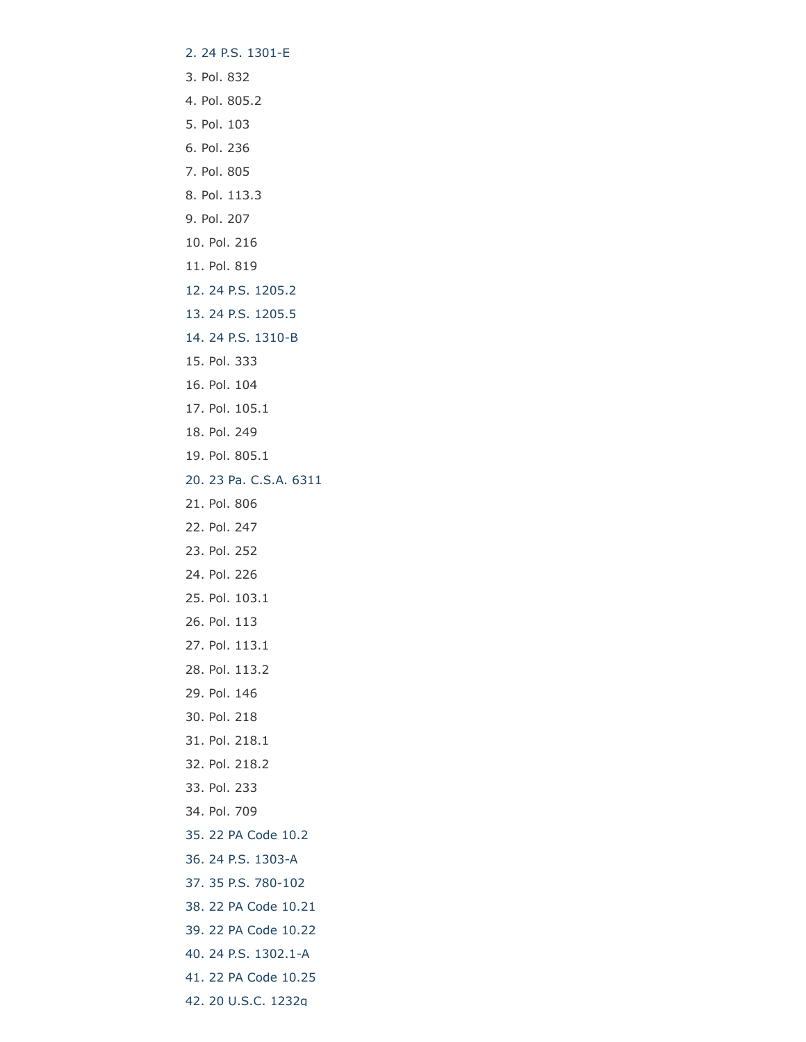2. 24 P.S. 1301-E
3. Pol. 832
4. Pol. 805.2
5. Pol. 103
6. Pol. 236
7. Pol. 805
8. Pol. 113.3
9. Pol. 207
10. Pol. 216
11. Pol. 819
12. 24 P.S. 1205.2
13. 24 P.S. 1205.5
14. 24 P.S. 1310-B
15. Pol. 333
16. Pol. 104
17. Pol. 105.1
18. Pol. 249
19. Pol. 805.1
20. 23 Pa. C.S.A. 6311
21. Pol. 806
22. Pol. 247
23. Pol. 252
24. Pol. 226
25. Pol. 103.1
26. Pol. 113
27. Pol. 113.1
28. Pol. 113.2
29. Pol. 146
30. Pol. 218
31. Pol. 218.1
32. Pol. 218.2
33. Pol. 233
34. Pol. 709
35. 22 PA Code 10.2
36. 24 P.S. 1303-A
37. 35 P.S. 780-102
38. 22 PA Code 10.21
39. 22 PA Code 10.22
40. 24 P.S. 1302.1-A
41. 22 PA Code 10.25
42. 20 U.S.C. 1232g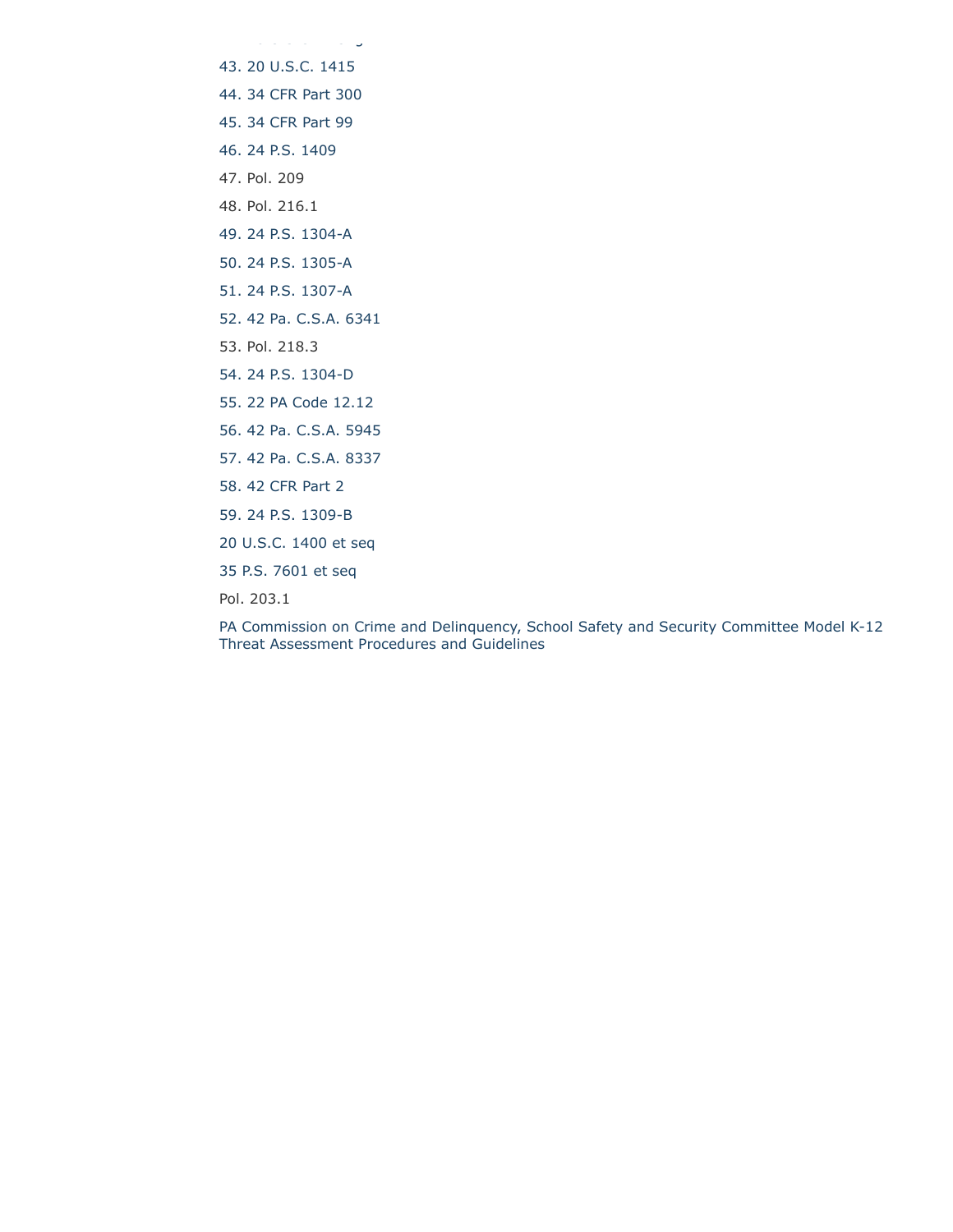43. 20 U.S.C. 1415

44. 34 CFR Part 300

45. 34 CFR Part 99

46. 24 P.S. 1409

47. Pol. 209

48. Pol. 216.1

49. 24 P.S. 1304-A

50. 24 P.S. 1305-A

51. 24 P.S. 1307-A

52. 42 Pa. C.S.A. 6341

53. Pol. 218.3

54. 24 P.S. 1304-D

55. 22 PA Code 12.12

56. 42 Pa. C.S.A. 5945

57. 42 Pa. C.S.A. 8337

58. 42 CFR Part 2

59. 24 P.S. 1309-B

20 U.S.C. 1400 et seq

35 P.S. 7601 et seq

Pol. 203.1

PA Commission on Crime and Delinquency, School Safety and Security Committee Model K-12 Threat Assessment Procedures and Guidelines